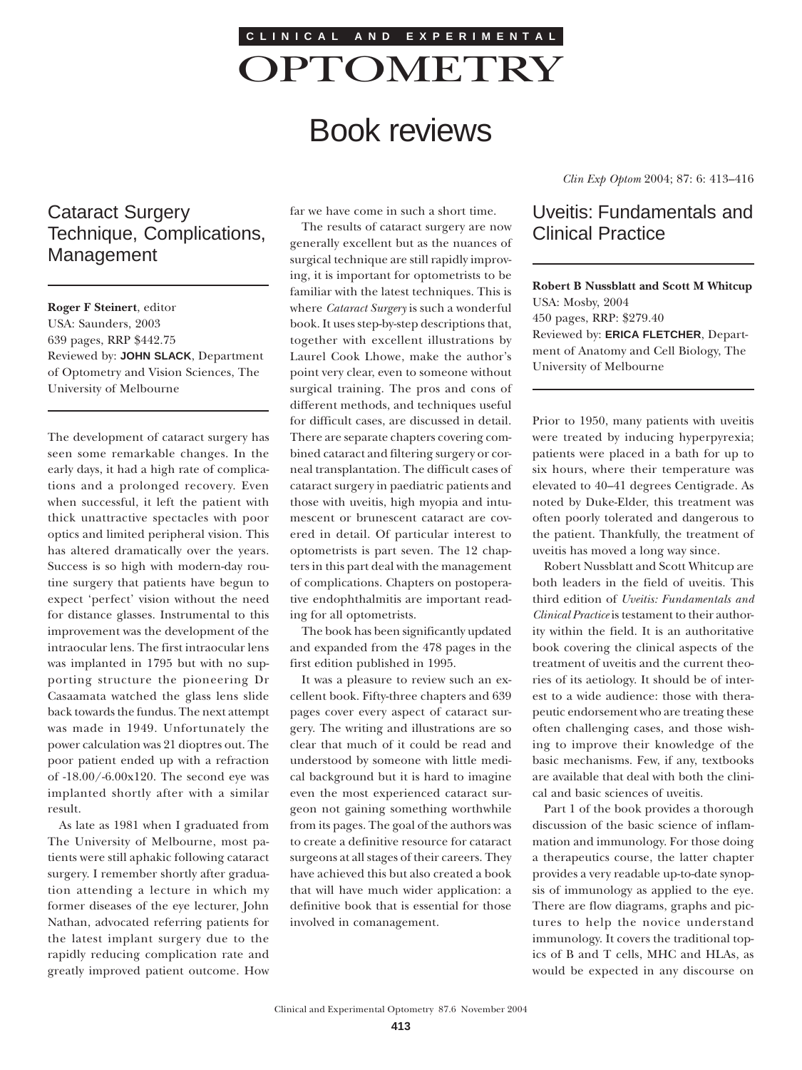# Book reviews

## Cataract Surgery Technique, Complications, Management

**Roger F Steinert**, editor
USA: Saunders, 2003
639 pages, RRP $442.75
Reviewed by: **JOHN SLACK**, Department of Optometry and Vision Sciences, The University of Melbourne

The development of cataract surgery has seen some remarkable changes. In the early days, it had a high rate of complications and a prolonged recovery. Even when successful, it left the patient with thick unattractive spectacles with poor optics and limited peripheral vision. This has altered dramatically over the years. Success is so high with modern-day routine surgery that patients have begun to expect 'perfect' vision without the need for distance glasses. Instrumental to this improvement was the development of the intraocular lens. The first intraocular lens was implanted in 1795 but with no supporting structure the pioneering Dr Casaamata watched the glass lens slide back towards the fundus. The next attempt was made in 1949. Unfortunately the power calculation was 21 dioptres out. The poor patient ended up with a refraction of -18.00/-6.00x120. The second eye was implanted shortly after with a similar result.

As late as 1981 when I graduated from The University of Melbourne, most patients were still aphakic following cataract surgery. I remember shortly after graduation attending a lecture in which my former diseases of the eye lecturer, John Nathan, advocated referring patients for the latest implant surgery due to the rapidly reducing complication rate and greatly improved patient outcome. How far we have come in such a short time.

The results of cataract surgery are now generally excellent but as the nuances of surgical technique are still rapidly improving, it is important for optometrists to be familiar with the latest techniques. This is where *Cataract Surgery* is such a wonderful book. It uses step-by-step descriptions that, together with excellent illustrations by Laurel Cook Lhowe, make the author's point very clear, even to someone without surgical training. The pros and cons of different methods, and techniques useful for difficult cases, are discussed in detail. There are separate chapters covering combined cataract and filtering surgery or corneal transplantation. The difficult cases of cataract surgery in paediatric patients and those with uveitis, high myopia and intumescent or brunescent cataract are covered in detail. Of particular interest to optometrists is part seven. The 12 chapters in this part deal with the management of complications. Chapters on postoperative endophthalmitis are important reading for all optometrists.

The book has been significantly updated and expanded from the 478 pages in the first edition published in 1995.

It was a pleasure to review such an excellent book. Fifty-three chapters and 639 pages cover every aspect of cataract surgery. The writing and illustrations are so clear that much of it could be read and understood by someone with little medical background but it is hard to imagine even the most experienced cataract surgeon not gaining something worthwhile from its pages. The goal of the authors was to create a definitive resource for cataract surgeons at all stages of their careers. They have achieved this but also created a book that will have much wider application: a definitive book that is essential for those involved in comanagement.

## Uveitis: Fundamentals and Clinical Practice

**Robert B Nussblatt and Scott M Whitcup**
USA: Mosby, 2004
450 pages, RRP: $279.40
Reviewed by: **ERICA FLETCHER**, Department of Anatomy and Cell Biology, The University of Melbourne

Prior to 1950, many patients with uveitis were treated by inducing hyperpyrexia; patients were placed in a bath for up to six hours, where their temperature was elevated to 40–41 degrees Centigrade. As noted by Duke-Elder, this treatment was often poorly tolerated and dangerous to the patient. Thankfully, the treatment of uveitis has moved a long way since.

Robert Nussblatt and Scott Whitcup are both leaders in the field of uveitis. This third edition of *Uveitis: Fundamentals and Clinical Practice* is testament to their authority within the field. It is an authoritative book covering the clinical aspects of the treatment of uveitis and the current theories of its aetiology. It should be of interest to a wide audience: those with therapeutic endorsement who are treating these often challenging cases, and those wishing to improve their knowledge of the basic mechanisms. Few, if any, textbooks are available that deal with both the clinical and basic sciences of uveitis.

Part 1 of the book provides a thorough discussion of the basic science of inflammation and immunology. For those doing a therapeutics course, the latter chapter provides a very readable up-to-date synopsis of immunology as applied to the eye. There are flow diagrams, graphs and pictures to help the novice understand immunology. It covers the traditional topics of B and T cells, MHC and HLAs, as would be expected in any discourse on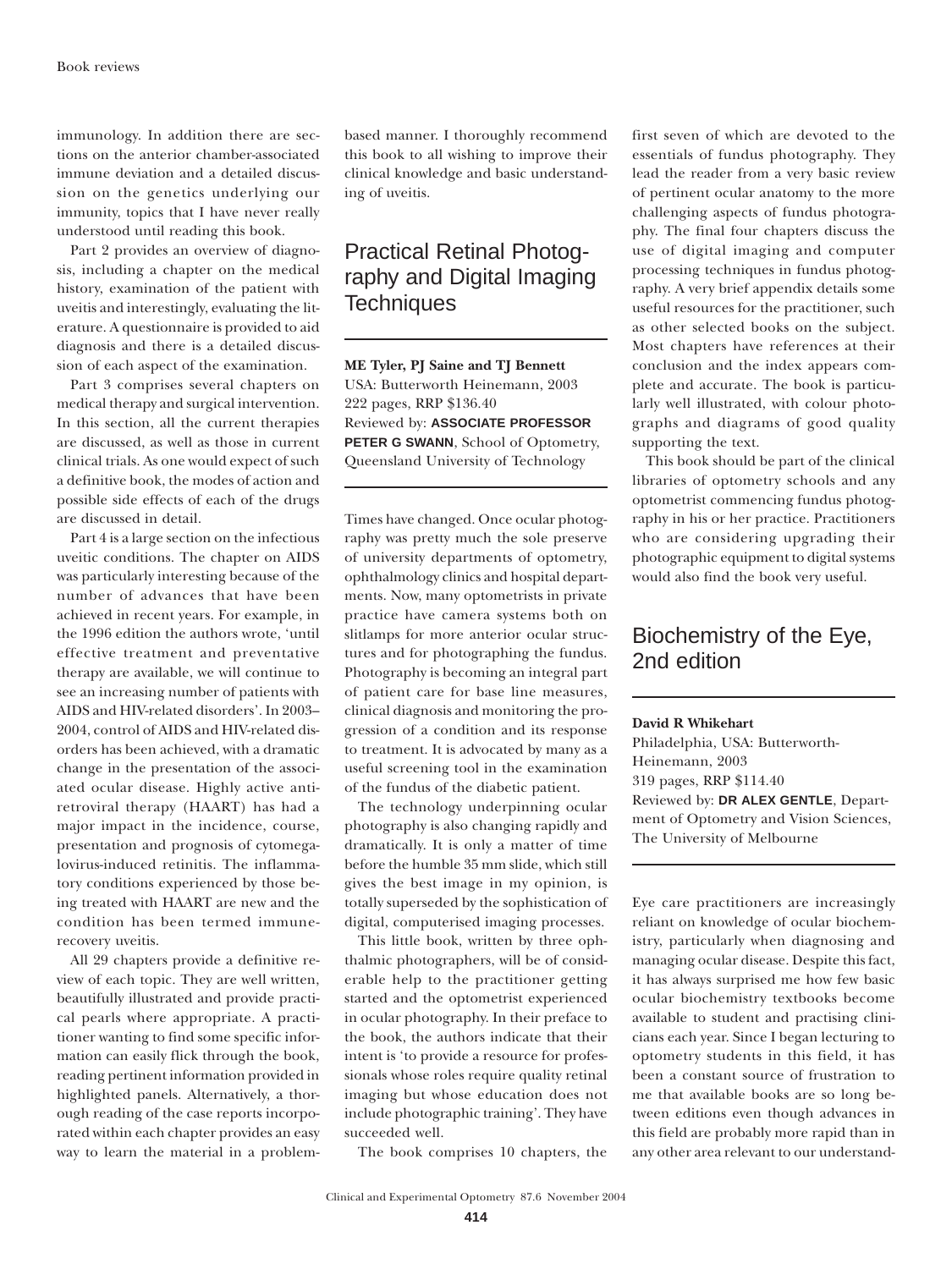immunology. In addition there are sections on the anterior chamber-associated immune deviation and a detailed discussion on the genetics underlying our immunity, topics that I have never really understood until reading this book.

Part 2 provides an overview of diagnosis, including a chapter on the medical history, examination of the patient with uveitis and interestingly, evaluating the literature. A questionnaire is provided to aid diagnosis and there is a detailed discussion of each aspect of the examination.

Part 3 comprises several chapters on medical therapy and surgical intervention. In this section, all the current therapies are discussed, as well as those in current clinical trials. As one would expect of such a definitive book, the modes of action and possible side effects of each of the drugs are discussed in detail.

Part 4 is a large section on the infectious uveitic conditions. The chapter on AIDS was particularly interesting because of the number of advances that have been achieved in recent years. For example, in the 1996 edition the authors wrote, 'until effective treatment and preventative therapy are available, we will continue to see an increasing number of patients with AIDS and HIV-related disorders'. In 2003–2004, control of AIDS and HIV-related disorders has been achieved, with a dramatic change in the presentation of the associated ocular disease. Highly active antiretroviral therapy (HAART) has had a major impact in the incidence, course, presentation and prognosis of cytomegalovirus-induced retinitis. The inflammatory conditions experienced by those being treated with HAART are new and the condition has been termed immune-recovery uveitis.

All 29 chapters provide a definitive review of each topic. They are well written, beautifully illustrated and provide practical pearls where appropriate. A practitioner wanting to find some specific information can easily flick through the book, reading pertinent information provided in highlighted panels. Alternatively, a thorough reading of the case reports incorporated within each chapter provides an easy way to learn the material in a problem-based manner. I thoroughly recommend this book to all wishing to improve their clinical knowledge and basic understanding of uveitis.

## Practical Retinal Photography and Digital Imaging Techniques

**ME Tyler, PJ Saine and TJ Bennett**
USA: Butterworth Heinemann, 2003
222 pages, RRP $136.40
Reviewed by: **ASSOCIATE PROFESSOR PETER G SWANN**, School of Optometry, Queensland University of Technology

Times have changed. Once ocular photography was pretty much the sole preserve of university departments of optometry, ophthalmology clinics and hospital departments. Now, many optometrists in private practice have camera systems both on slitlamps for more anterior ocular structures and for photographing the fundus. Photography is becoming an integral part of patient care for base line measures, clinical diagnosis and monitoring the progression of a condition and its response to treatment. It is advocated by many as a useful screening tool in the examination of the fundus of the diabetic patient.

The technology underpinning ocular photography is also changing rapidly and dramatically. It is only a matter of time before the humble 35 mm slide, which still gives the best image in my opinion, is totally superseded by the sophistication of digital, computerised imaging processes.

This little book, written by three ophthalmic photographers, will be of considerable help to the practitioner getting started and the optometrist experienced in ocular photography. In their preface to the book, the authors indicate that their intent is 'to provide a resource for professionals whose roles require quality retinal imaging but whose education does not include photographic training'. They have succeeded well.

The book comprises 10 chapters, the first seven of which are devoted to the essentials of fundus photography. They lead the reader from a very basic review of pertinent ocular anatomy to the more challenging aspects of fundus photography. The final four chapters discuss the use of digital imaging and computer processing techniques in fundus photography. A very brief appendix details some useful resources for the practitioner, such as other selected books on the subject. Most chapters have references at their conclusion and the index appears complete and accurate. The book is particularly well illustrated, with colour photographs and diagrams of good quality supporting the text.

This book should be part of the clinical libraries of optometry schools and any optometrist commencing fundus photography in his or her practice. Practitioners who are considering upgrading their photographic equipment to digital systems would also find the book very useful.

## Biochemistry of the Eye, 2nd edition

**David R Whikehart**
Philadelphia, USA: Butterworth-Heinemann, 2003
319 pages, RRP $114.40
Reviewed by: **DR ALEX GENTLE**, Department of Optometry and Vision Sciences, The University of Melbourne

Eye care practitioners are increasingly reliant on knowledge of ocular biochemistry, particularly when diagnosing and managing ocular disease. Despite this fact, it has always surprised me how few basic ocular biochemistry textbooks become available to student and practising clinicians each year. Since I began lecturing to optometry students in this field, it has been a constant source of frustration to me that available books are so long between editions even though advances in this field are probably more rapid than in any other area relevant to our understand-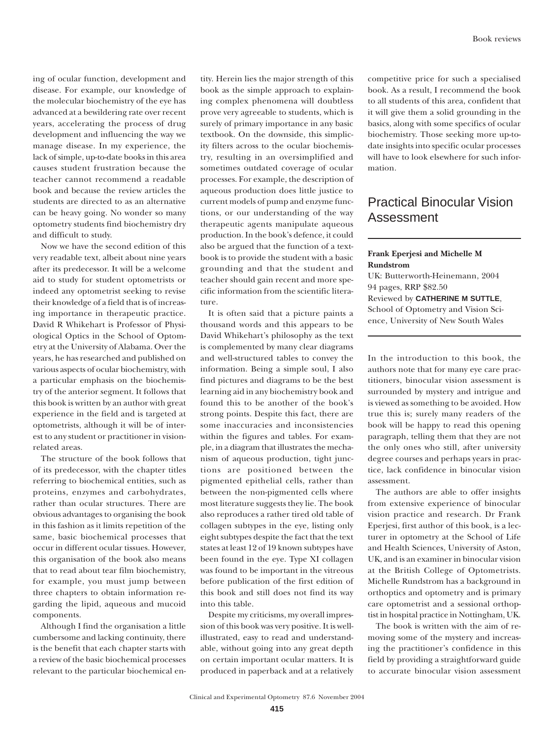ing of ocular function, development and disease. For example, our knowledge of the molecular biochemistry of the eye has advanced at a bewildering rate over recent years, accelerating the process of drug development and influencing the way we manage disease. In my experience, the lack of simple, up-to-date books in this area causes student frustration because the teacher cannot recommend a readable book and because the review articles the students are directed to as an alternative can be heavy going. No wonder so many optometry students find biochemistry dry and difficult to study.

Now we have the second edition of this very readable text, albeit about nine years after its predecessor. It will be a welcome aid to study for student optometrists or indeed any optometrist seeking to revise their knowledge of a field that is of increasing importance in therapeutic practice. David R Whikehart is Professor of Physiological Optics in the School of Optometry at the University of Alabama. Over the years, he has researched and published on various aspects of ocular biochemistry, with a particular emphasis on the biochemistry of the anterior segment. It follows that this book is written by an author with great experience in the field and is targeted at optometrists, although it will be of interest to any student or practitioner in vision-related areas.

The structure of the book follows that of its predecessor, with the chapter titles referring to biochemical entities, such as proteins, enzymes and carbohydrates, rather than ocular structures. There are obvious advantages to organising the book in this fashion as it limits repetition of the same, basic biochemical processes that occur in different ocular tissues. However, this organisation of the book also means that to read about tear film biochemistry, for example, you must jump between three chapters to obtain information regarding the lipid, aqueous and mucoid components.

Although I find the organisation a little cumbersome and lacking continuity, there is the benefit that each chapter starts with a review of the basic biochemical processes relevant to the particular biochemical entity. Herein lies the major strength of this book as the simple approach to explaining complex phenomena will doubtless prove very agreeable to students, which is surely of primary importance in any basic textbook. On the downside, this simplicity filters across to the ocular biochemistry, resulting in an oversimplified and sometimes outdated coverage of ocular processes. For example, the description of aqueous production does little justice to current models of pump and enzyme functions, or our understanding of the way therapeutic agents manipulate aqueous production. In the book's defence, it could also be argued that the function of a textbook is to provide the student with a basic grounding and that the student and teacher should gain recent and more specific information from the scientific literature.

It is often said that a picture paints a thousand words and this appears to be David Whikehart's philosophy as the text is complemented by many clear diagrams and well-structured tables to convey the information. Being a simple soul, I also find pictures and diagrams to be the best learning aid in any biochemistry book and found this to be another of the book's strong points. Despite this fact, there are some inaccuracies and inconsistencies within the figures and tables. For example, in a diagram that illustrates the mechanism of aqueous production, tight junctions are positioned between the pigmented epithelial cells, rather than between the non-pigmented cells where most literature suggests they lie. The book also reproduces a rather tired old table of collagen subtypes in the eye, listing only eight subtypes despite the fact that the text states at least 12 of 19 known subtypes have been found in the eye. Type XI collagen was found to be important in the vitreous before publication of the first edition of this book and still does not find its way into this table.

Despite my criticisms, my overall impression of this book was very positive. It is well-illustrated, easy to read and understandable, without going into any great depth on certain important ocular matters. It is produced in paperback and at a relatively competitive price for such a specialised book. As a result, I recommend the book to all students of this area, confident that it will give them a solid grounding in the basics, along with some specifics of ocular biochemistry. Those seeking more up-to-date insights into specific ocular processes will have to look elsewhere for such information.

## Practical Binocular Vision Assessment

**Frank Eperjesi and Michelle M Rundstrom**
UK: Butterworth-Heinemann, 2004
94 pages, RRP $82.50
Reviewed by **CATHERINE M SUTTLE**, School of Optometry and Vision Science, University of New South Wales

In the introduction to this book, the authors note that for many eye care practitioners, binocular vision assessment is surrounded by mystery and intrigue and is viewed as something to be avoided. How true this is; surely many readers of the book will be happy to read this opening paragraph, telling them that they are not the only ones who still, after university degree courses and perhaps years in practice, lack confidence in binocular vision assessment.

The authors are able to offer insights from extensive experience of binocular vision practice and research. Dr Frank Eperjesi, first author of this book, is a lecturer in optometry at the School of Life and Health Sciences, University of Aston, UK, and is an examiner in binocular vision at the British College of Optometrists. Michelle Rundstrom has a background in orthoptics and optometry and is primary care optometrist and a sessional orthoptist in hospital practice in Nottingham, UK.

The book is written with the aim of removing some of the mystery and increasing the practitioner's confidence in this field by providing a straightforward guide to accurate binocular vision assessment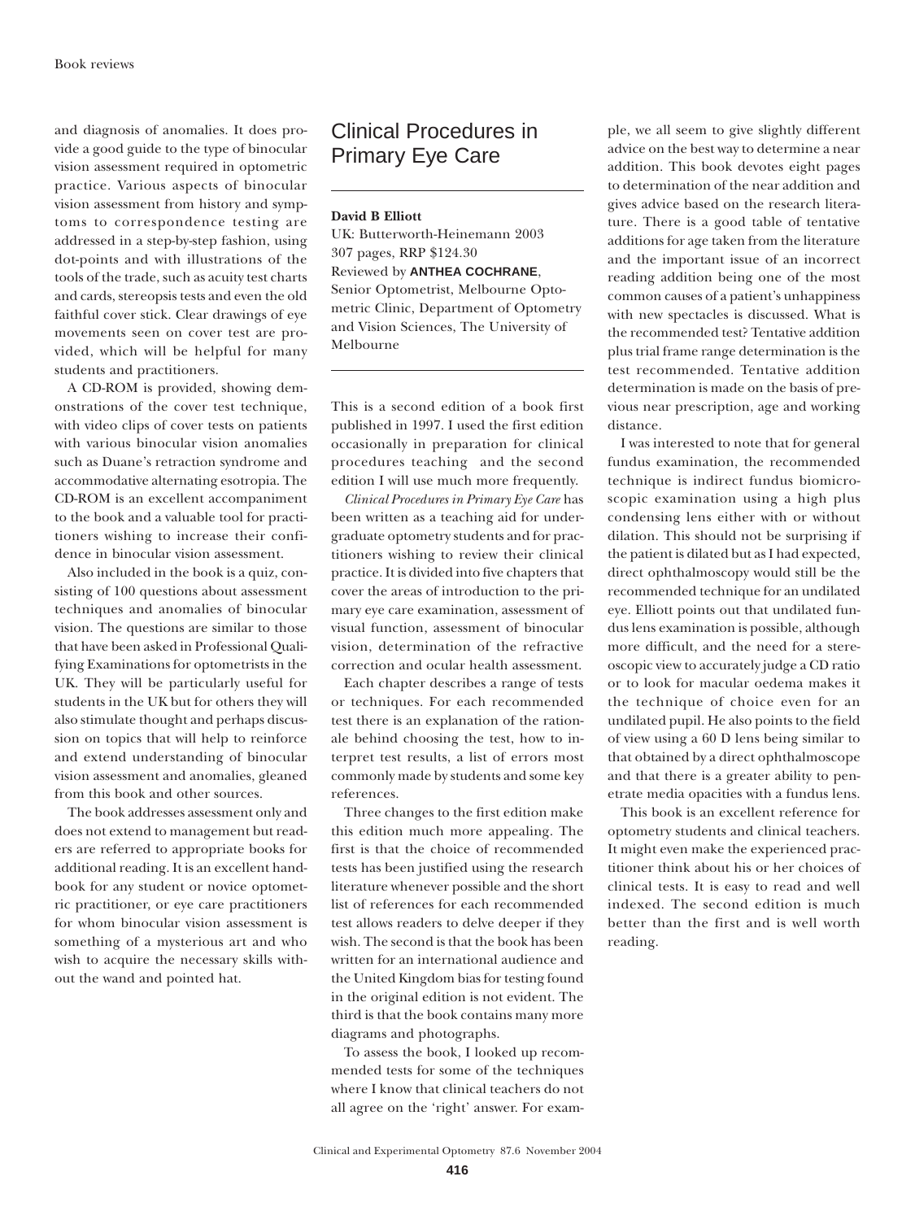and diagnosis of anomalies. It does provide a good guide to the type of binocular vision assessment required in optometric practice. Various aspects of binocular vision assessment from history and symptoms to correspondence testing are addressed in a step-by-step fashion, using dot-points and with illustrations of the tools of the trade, such as acuity test charts and cards, stereopsis tests and even the old faithful cover stick. Clear drawings of eye movements seen on cover test are provided, which will be helpful for many students and practitioners.

A CD-ROM is provided, showing demonstrations of the cover test technique, with video clips of cover tests on patients with various binocular vision anomalies such as Duane's retraction syndrome and accommodative alternating esotropia. The CD-ROM is an excellent accompaniment to the book and a valuable tool for practitioners wishing to increase their confidence in binocular vision assessment.

Also included in the book is a quiz, consisting of 100 questions about assessment techniques and anomalies of binocular vision. The questions are similar to those that have been asked in Professional Qualifying Examinations for optometrists in the UK. They will be particularly useful for students in the UK but for others they will also stimulate thought and perhaps discussion on topics that will help to reinforce and extend understanding of binocular vision assessment and anomalies, gleaned from this book and other sources.

The book addresses assessment only and does not extend to management but readers are referred to appropriate books for additional reading. It is an excellent handbook for any student or novice optometric practitioner, or eye care practitioners for whom binocular vision assessment is something of a mysterious art and who wish to acquire the necessary skills without the wand and pointed hat.

# Clinical Procedures in Primary Eye Care

**David B Elliott**
UK: Butterworth-Heinemann 2003
307 pages, RRP $124.30
Reviewed by **ANTHEA COCHRANE**, Senior Optometrist, Melbourne Optometric Clinic, Department of Optometry and Vision Sciences, The University of Melbourne

This is a second edition of a book first published in 1997. I used the first edition occasionally in preparation for clinical procedures teaching and the second edition I will use much more frequently.

*Clinical Procedures in Primary Eye Care* has been written as a teaching aid for undergraduate optometry students and for practitioners wishing to review their clinical practice. It is divided into five chapters that cover the areas of introduction to the primary eye care examination, assessment of visual function, assessment of binocular vision, determination of the refractive correction and ocular health assessment.

Each chapter describes a range of tests or techniques. For each recommended test there is an explanation of the rationale behind choosing the test, how to interpret test results, a list of errors most commonly made by students and some key references.

Three changes to the first edition make this edition much more appealing. The first is that the choice of recommended tests has been justified using the research literature whenever possible and the short list of references for each recommended test allows readers to delve deeper if they wish. The second is that the book has been written for an international audience and the United Kingdom bias for testing found in the original edition is not evident. The third is that the book contains many more diagrams and photographs.

To assess the book, I looked up recommended tests for some of the techniques where I know that clinical teachers do not all agree on the 'right' answer. For example, we all seem to give slightly different advice on the best way to determine a near addition. This book devotes eight pages to determination of the near addition and gives advice based on the research literature. There is a good table of tentative additions for age taken from the literature and the important issue of an incorrect reading addition being one of the most common causes of a patient's unhappiness with new spectacles is discussed. What is the recommended test? Tentative addition plus trial frame range determination is the test recommended. Tentative addition determination is made on the basis of previous near prescription, age and working distance.

I was interested to note that for general fundus examination, the recommended technique is indirect fundus biomicroscopic examination using a high plus condensing lens either with or without dilation. This should not be surprising if the patient is dilated but as I had expected, direct ophthalmoscopy would still be the recommended technique for an undilated eye. Elliott points out that undilated fundus lens examination is possible, although more difficult, and the need for a stereoscopic view to accurately judge a CD ratio or to look for macular oedema makes it the technique of choice even for an undilated pupil. He also points to the field of view using a 60 D lens being similar to that obtained by a direct ophthalmoscope and that there is a greater ability to penetrate media opacities with a fundus lens.

This book is an excellent reference for optometry students and clinical teachers. It might even make the experienced practitioner think about his or her choices of clinical tests. It is easy to read and well indexed. The second edition is much better than the first and is well worth reading.